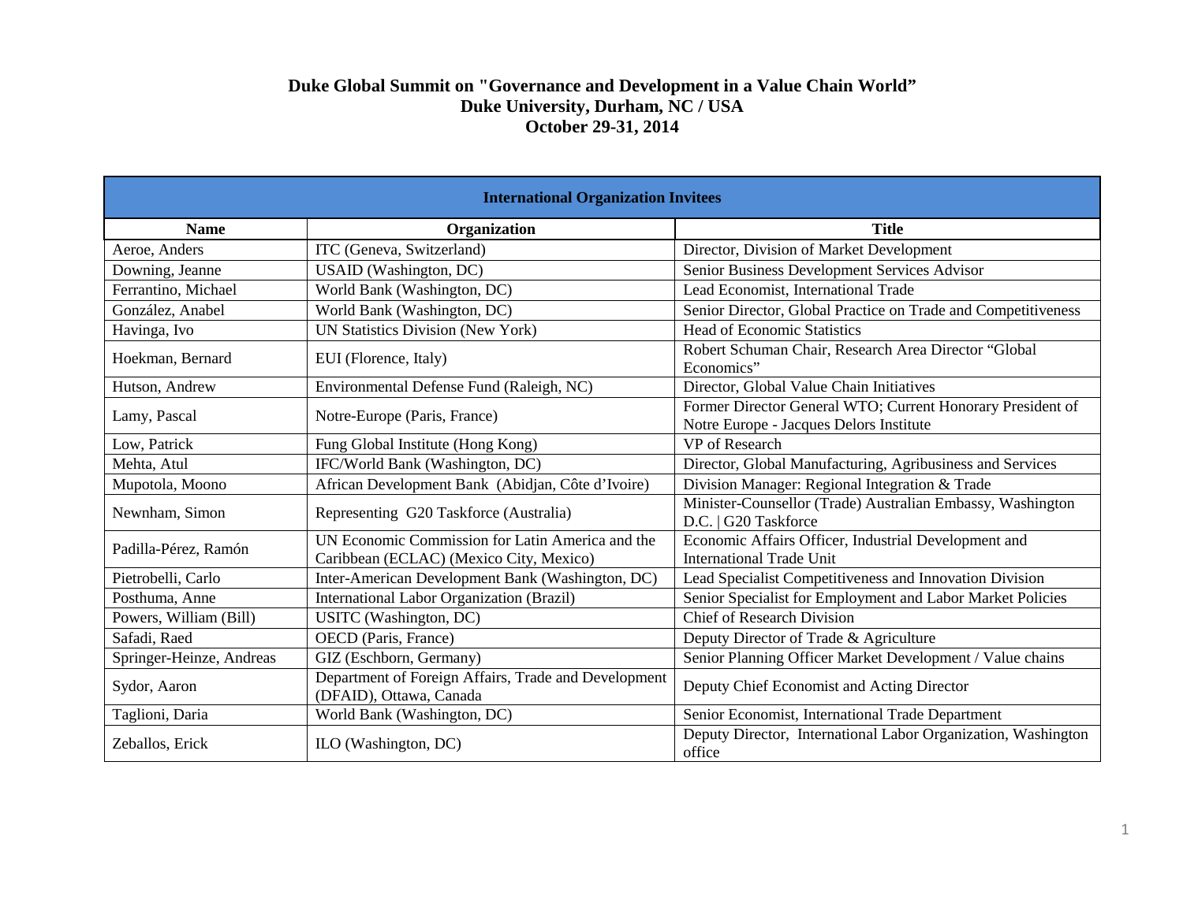**Duke Global Summit on "Governance and Development in a Value Chain World"**
**Duke University, Durham, NC / USA**
**October 29-31, 2014**

| International Organization Invitees | | |
|---|---|---|
| **Name** | **Organization** | **Title** |
| Aeroe, Anders | ITC (Geneva, Switzerland) | Director, Division of Market Development |
| Downing, Jeanne | USAID (Washington, DC) | Senior Business Development Services Advisor |
| Ferrantino, Michael | World Bank (Washington, DC) | Lead Economist, International Trade |
| González, Anabel | World Bank (Washington, DC) | Senior Director, Global Practice on Trade and Competitiveness |
| Havinga, Ivo | UN Statistics Division (New York) | Head of Economic Statistics |
| Hoekman, Bernard | EUI (Florence, Italy) | Robert Schuman Chair, Research Area Director "Global Economics" |
| Hutson, Andrew | Environmental Defense Fund (Raleigh, NC) | Director, Global Value Chain Initiatives |
| Lamy, Pascal | Notre-Europe (Paris, France) | Former Director General WTO; Current Honorary President of Notre Europe - Jacques Delors Institute |
| Low, Patrick | Fung Global Institute (Hong Kong) | VP of Research |
| Mehta, Atul | IFC/World Bank (Washington, DC) | Director, Global Manufacturing, Agribusiness and Services |
| Mupotola, Moono | African Development Bank (Abidjan, Côte d'Ivoire) | Division Manager: Regional Integration & Trade |
| Newnham, Simon | Representing G20 Taskforce (Australia) | Minister-Counsellor (Trade) Australian Embassy, Washington D.C. \| G20 Taskforce |
| Padilla-Pérez, Ramón | UN Economic Commission for Latin America and the Caribbean (ECLAC) (Mexico City, Mexico) | Economic Affairs Officer, Industrial Development and International Trade Unit |
| Pietrobelli, Carlo | Inter-American Development Bank (Washington, DC) | Lead Specialist Competitiveness and Innovation Division |
| Posthuma, Anne | International Labor Organization (Brazil) | Senior Specialist for Employment and Labor Market Policies |
| Powers, William (Bill) | USITC (Washington, DC) | Chief of Research Division |
| Safadi, Raed | OECD (Paris, France) | Deputy Director of Trade & Agriculture |
| Springer-Heinze, Andreas | GIZ (Eschborn, Germany) | Senior Planning Officer Market Development / Value chains |
| Sydor, Aaron | Department of Foreign Affairs, Trade and Development (DFAID), Ottawa, Canada | Deputy Chief Economist and Acting Director |
| Taglioni, Daria | World Bank (Washington, DC) | Senior Economist, International Trade Department |
| Zeballos, Erick | ILO (Washington, DC) | Deputy Director, International Labor Organization, Washington office |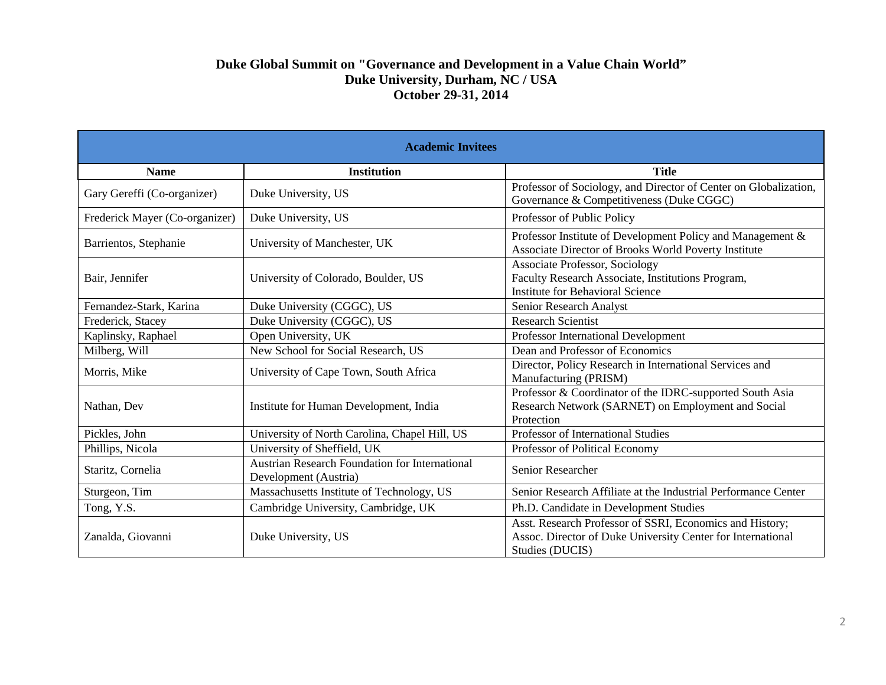**Duke Global Summit on "Governance and Development in a Value Chain World"**
**Duke University, Durham, NC / USA**
**October 29-31, 2014**

| Academic Invitees | | |
|---|---|---|
| **Name** | **Institution** | **Title** |
| Gary Gereffi (Co-organizer) | Duke University, US | Professor of Sociology, and Director of Center on Globalization, Governance & Competitiveness (Duke CGGC) |
| Frederick Mayer (Co-organizer) | Duke University, US | Professor of Public Policy |
| Barrientos, Stephanie | University of Manchester, UK | Professor Institute of Development Policy and Management & Associate Director of Brooks World Poverty Institute |
| Bair, Jennifer | University of Colorado, Boulder, US | Associate Professor, Sociology<br>Faculty Research Associate, Institutions Program,<br>Institute for Behavioral Science |
| Fernandez-Stark, Karina | Duke University (CGGC), US | Senior Research Analyst |
| Frederick, Stacey | Duke University (CGGC), US | Research Scientist |
| Kaplinsky, Raphael | Open University, UK | Professor International Development |
| Milberg, Will | New School for Social Research, US | Dean and Professor of Economics |
| Morris, Mike | University of Cape Town, South Africa | Director, Policy Research in International Services and Manufacturing (PRISM) |
| Nathan, Dev | Institute for Human Development, India | Professor & Coordinator of the IDRC-supported South Asia Research Network (SARNET) on Employment and Social Protection |
| Pickles, John | University of North Carolina, Chapel Hill, US | Professor of International Studies |
| Phillips, Nicola | University of Sheffield, UK | Professor of Political Economy |
| Staritz, Cornelia | Austrian Research Foundation for International Development (Austria) | Senior Researcher |
| Sturgeon, Tim | Massachusetts Institute of Technology, US | Senior Research Affiliate at the Industrial Performance Center |
| Tong, Y.S. | Cambridge University, Cambridge, UK | Ph.D. Candidate in Development Studies |
| Zanalda, Giovanni | Duke University, US | Asst. Research Professor of SSRI, Economics and History; Assoc. Director of Duke University Center for International Studies (DUCIS) |